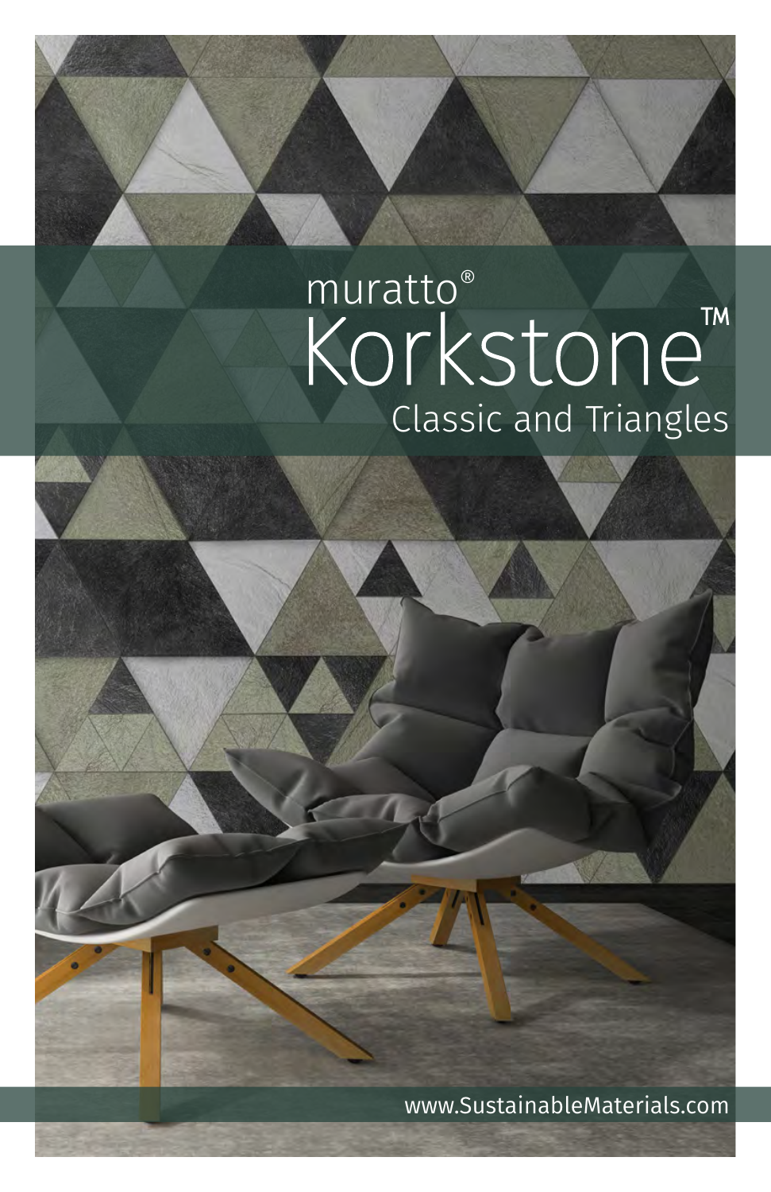muratto®

# Korkstone™

## Classic and Triangles

www.SustainableMaterials.com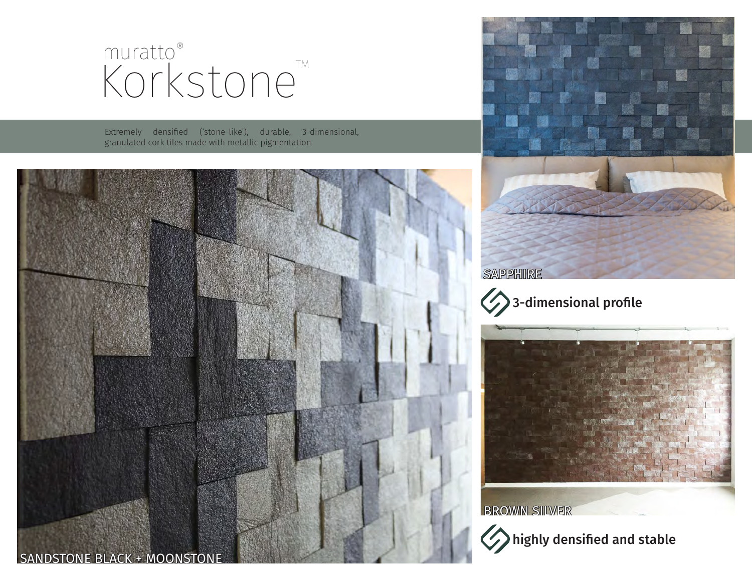# muratto® Korkstone™

Extremely densified ('stone-like'), durable, 3-dimensional, granulated cork tiles made with metallic pigmentation

SANDSTONE BLACK + MOONSTONE

SAPPHIRE

3-dimensional profile

BROWN SILVER

highly densified and stable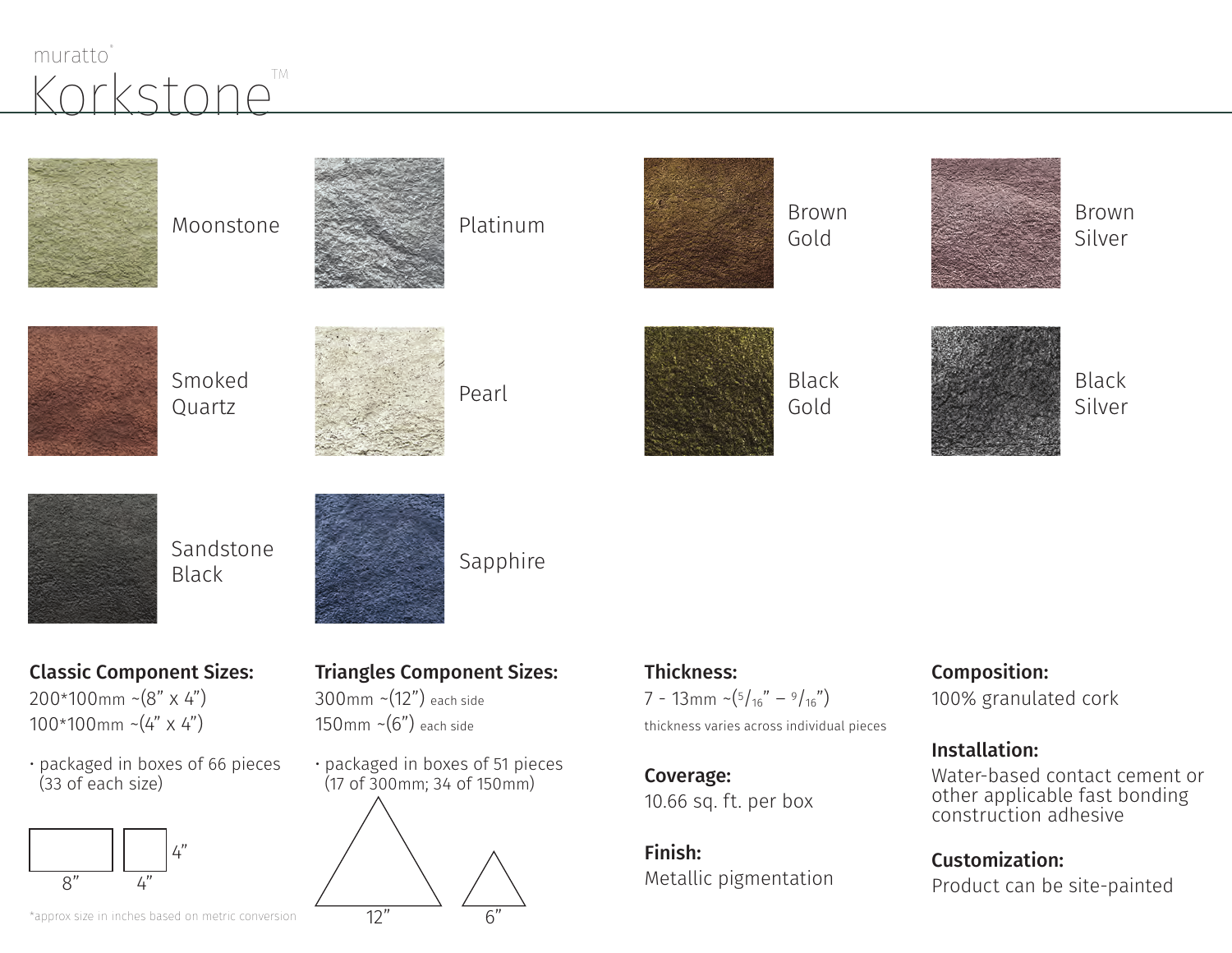muratto®

# Korkstone™

Moonstone

Platinum

Brown Gold

Brown Silver

Smoked Quartz

Pearl

Black Gold

Black Silver

Sandstone Black

Sapphire

**Classic Component Sizes:**
200*100mm ~(8" x 4")
100*100mm ~(4" x 4")

· packaged in boxes of 66 pieces (33 of each size)

8" 4" 4"

*approx size in inches based on metric conversion

**Triangles Component Sizes:**
300mm ~(12") each side
150mm ~(6") each side

· packaged in boxes of 51 pieces (17 of 300mm; 34 of 150mm)

12" 6"

**Thickness:**
7 - 13mm ~(5/16" – 9/16")
thickness varies across individual pieces

**Coverage:**
10.66 sq. ft. per box

**Finish:**
Metallic pigmentation

**Composition:**
100% granulated cork

**Installation:**
Water-based contact cement or other applicable fast bonding construction adhesive

**Customization:**
Product can be site-painted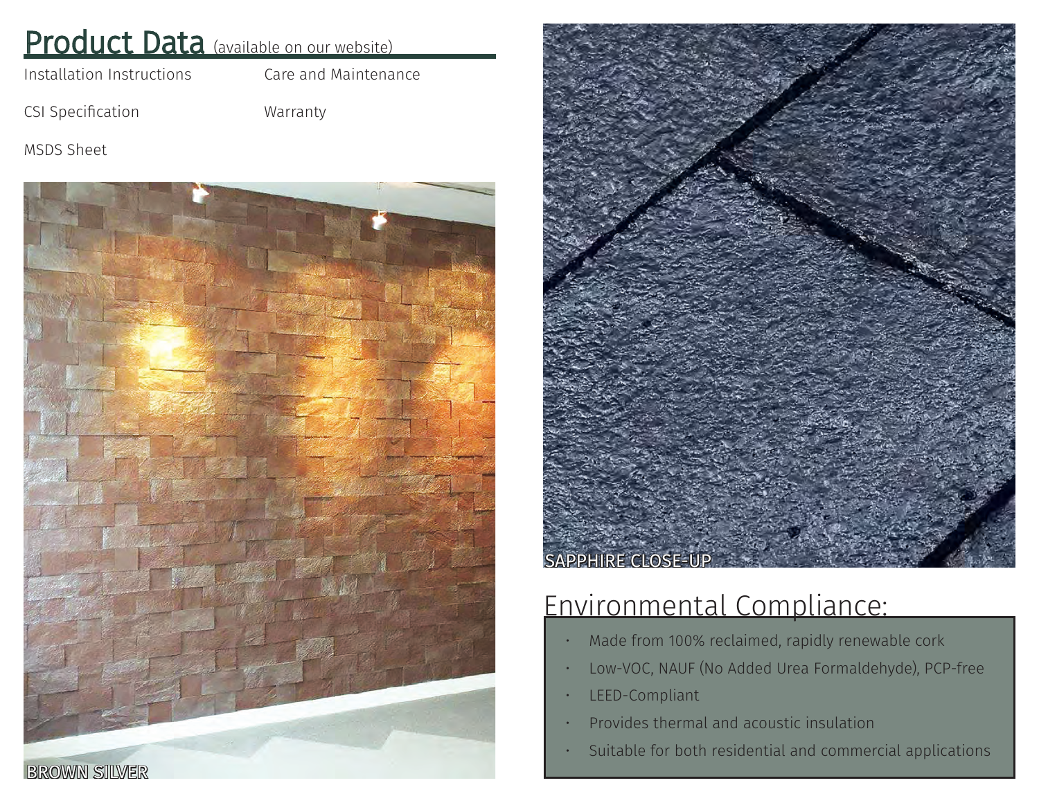## Product Data (available on our website)

Installation Instructions

Care and Maintenance

CSI Specification

Warranty

MSDS Sheet

BROWN SILVER

SAPPHIRE CLOSE-UP

## Environmental Compliance:

- Made from 100% reclaimed, rapidly renewable cork
- Low-VOC, NAUF (No Added Urea Formaldehyde), PCP-free
- LEED-Compliant
- Provides thermal and acoustic insulation
- Suitable for both residential and commercial applications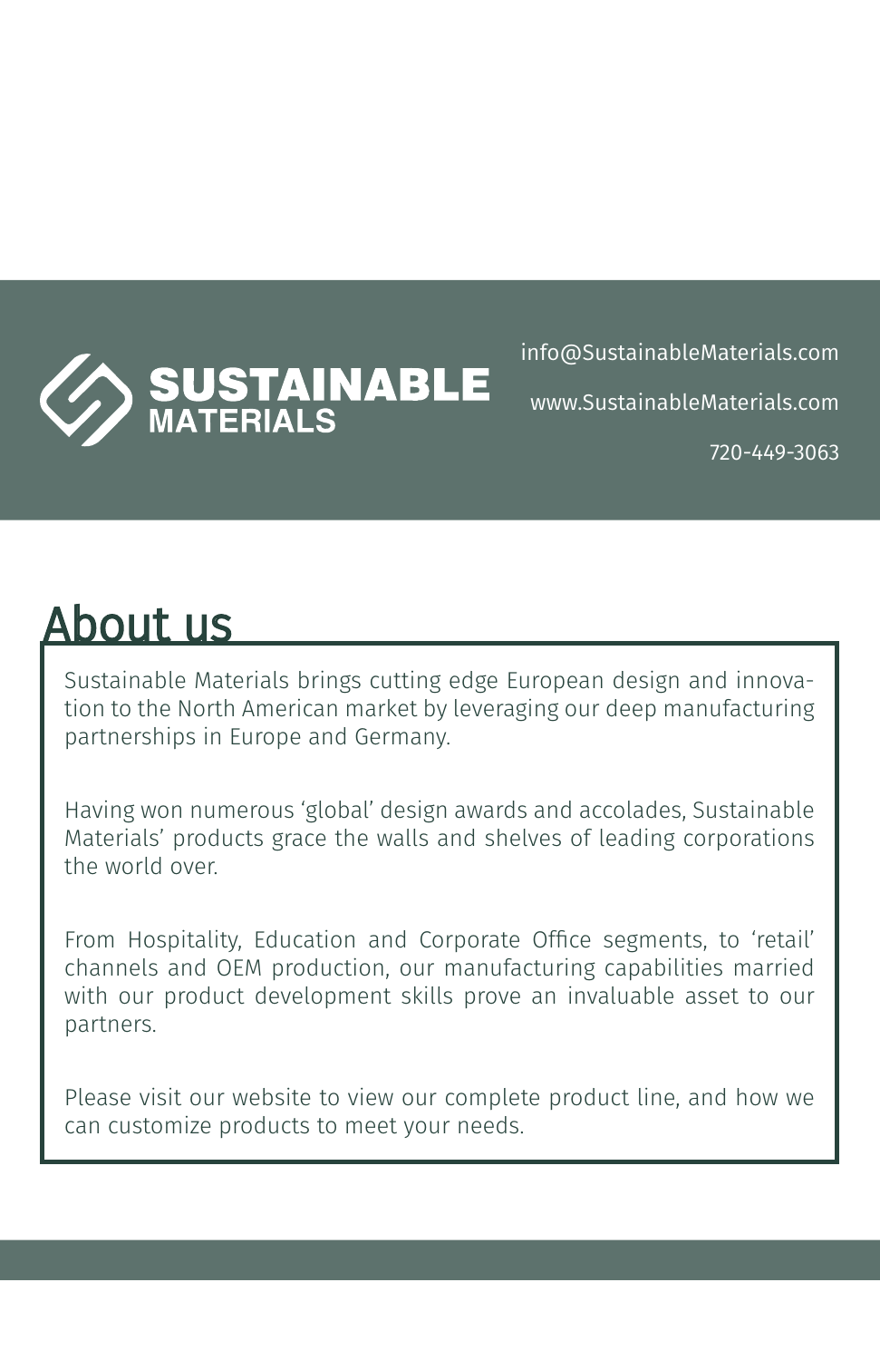**SUSTAINABLE MATERIALS**

info@SustainableMaterials.com

www.SustainableMaterials.com

720-449-3063

# About us

Sustainable Materials brings cutting edge European design and innovation to the North American market by leveraging our deep manufacturing partnerships in Europe and Germany.

Having won numerous 'global' design awards and accolades, Sustainable Materials' products grace the walls and shelves of leading corporations the world over.

From Hospitality, Education and Corporate Office segments, to 'retail' channels and OEM production, our manufacturing capabilities married with our product development skills prove an invaluable asset to our partners.

Please visit our website to view our complete product line, and how we can customize products to meet your needs.